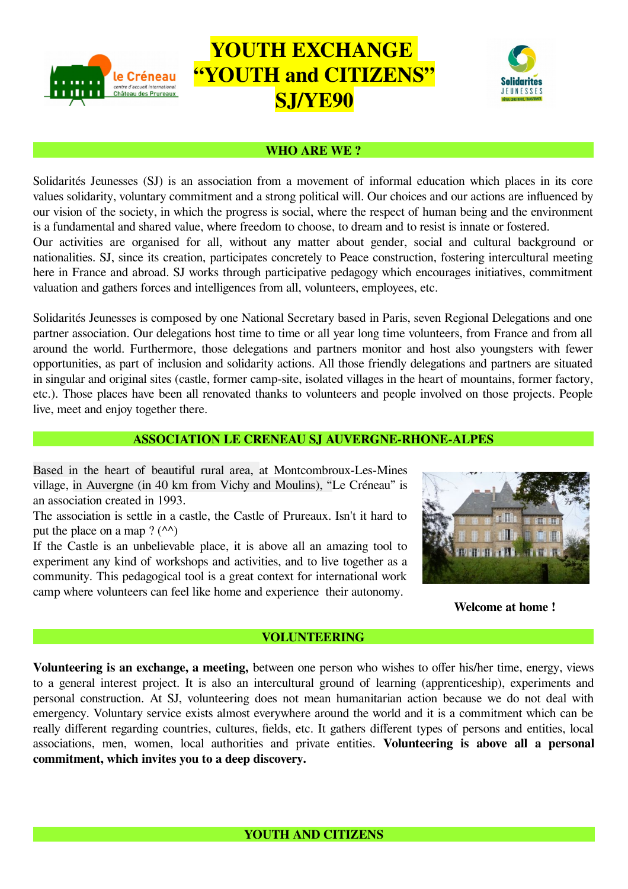# YOUTH EXCHANGE "YOUTH and CITIZENS" SJ/YE90

## WHO ARE WE ?

Solidarités Jeunesses (SJ) is an association from a movement of informal education which places in its core values solidarity, voluntary commitment and a strong political will. Our choices and our actions are influenced by our vision of the society, in which the progress is social, where the respect of human being and the environment is a fundamental and shared value, where freedom to choose, to dream and to resist is innate or fostered.
Our activities are organised for all, without any matter about gender, social and cultural background or nationalities. SJ, since its creation, participates concretely to Peace construction, fostering intercultural meeting here in France and abroad. SJ works through participative pedagogy which encourages initiatives, commitment valuation and gathers forces and intelligences from all, volunteers, employees, etc.

Solidarités Jeunesses is composed by one National Secretary based in Paris, seven Regional Delegations and one partner association. Our delegations host time to time or all year long time volunteers, from France and from all around the world. Furthermore, those delegations and partners monitor and host also youngsters with fewer opportunities, as part of inclusion and solidarity actions. All those friendly delegations and partners are situated in singular and original sites (castle, former camp-site, isolated villages in the heart of mountains, former factory, etc.). Those places have been all renovated thanks to volunteers and people involved on those projects. People live, meet and enjoy together there.

## ASSOCIATION LE CRENEAU SJ AUVERGNE-RHONE-ALPES

Based in the heart of beautiful rural area, at Montcombroux-Les-Mines village, in Auvergne (in 40 km from Vichy and Moulins), "Le Créneau" is an association created in 1993.
The association is settle in a castle, the Castle of Prureaux. Isn't it hard to put the place on a map ? (^^)
If the Castle is an unbelievable place, it is above all an amazing tool to experiment any kind of workshops and activities, and to live together as a community. This pedagogical tool is a great context for international work camp where volunteers can feel like home and experience their autonomy.

**Welcome at home !**

## VOLUNTEERING

**Volunteering is an exchange, a meeting,** between one person who wishes to offer his/her time, energy, views to a general interest project. It is also an intercultural ground of learning (apprenticeship), experiments and personal construction. At SJ, volunteering does not mean humanitarian action because we do not deal with emergency. Voluntary service exists almost everywhere around the world and it is a commitment which can be really different regarding countries, cultures, fields, etc. It gathers different types of persons and entities, local associations, men, women, local authorities and private entities. **Volunteering is above all a personal commitment, which invites you to a deep discovery.**

## YOUTH AND CITIZENS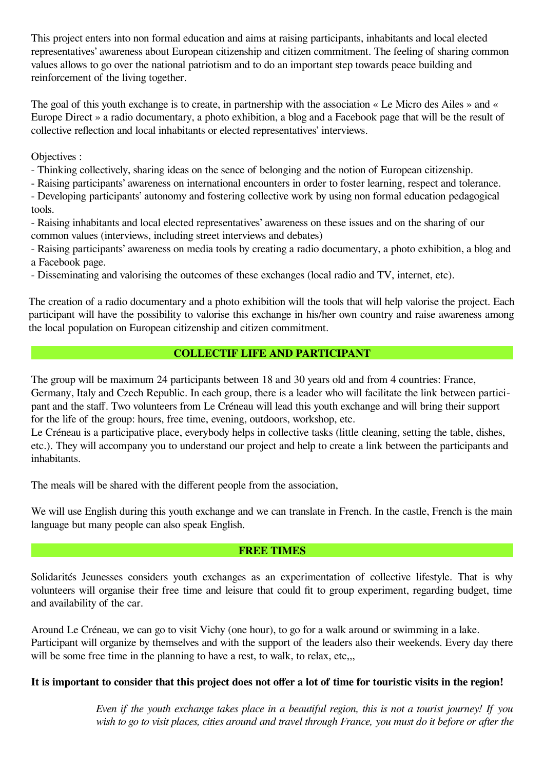This project enters into non formal education and aims at raising participants, inhabitants and local elected representatives' awareness about European citizenship and citizen commitment. The feeling of sharing common values allows to go over the national patriotism and to do an important step towards peace building and reinforcement of the living together.

The goal of this youth exchange is to create, in partnership with the association « Le Micro des Ailes » and « Europe Direct » a radio documentary, a photo exhibition, a blog and a Facebook page that will be the result of collective reflection and local inhabitants or elected representatives' interviews.

Objectives :

- Thinking collectively, sharing ideas on the sence of belonging and the notion of European citizenship.
- Raising participants' awareness on international encounters in order to foster learning, respect and tolerance.
- Developing participants' autonomy and fostering collective work by using non formal education pedagogical tools.
- Raising inhabitants and local elected representatives' awareness on these issues and on the sharing of our common values (interviews, including street interviews and debates)
- Raising participants' awareness on media tools by creating a radio documentary, a photo exhibition, a blog and a Facebook page.
- Disseminating and valorising the outcomes of these exchanges (local radio and TV, internet, etc).

The creation of a radio documentary and a photo exhibition will the tools that will help valorise the project. Each participant will have the possibility to valorise this exchange in his/her own country and raise awareness among the local population on European citizenship and citizen commitment.

## COLLECTIF LIFE AND PARTICIPANT

The group will be maximum 24 participants between 18 and 30 years old and from 4 countries: France, Germany, Italy and Czech Republic. In each group, there is a leader who will facilitate the link between participant and the staff. Two volunteers from Le Créneau will lead this youth exchange and will bring their support for the life of the group: hours, free time, evening, outdoors, workshop, etc.
Le Créneau is a participative place, everybody helps in collective tasks (little cleaning, setting the table, dishes, etc.). They will accompany you to understand our project and help to create a link between the participants and inhabitants.

The meals will be shared with the different people from the association,

We will use English during this youth exchange and we can translate in French. In the castle, French is the main language but many people can also speak English.

## FREE TIMES

Solidarités Jeunesses considers youth exchanges as an experimentation of collective lifestyle. That is why volunteers will organise their free time and leisure that could fit to group experiment, regarding budget, time and availability of the car.

Around Le Créneau, we can go to visit Vichy (one hour), to go for a walk around or swimming in a lake. Participant will organize by themselves and with the support of the leaders also their weekends. Every day there will be some free time in the planning to have a rest, to walk, to relax, etc,,,

**It is important to consider that this project does not offer a lot of time for touristic visits in the region!**

*Even if the youth exchange takes place in a beautiful region, this is not a tourist journey! If you wish to go to visit places, cities around and travel through France, you must do it before or after the*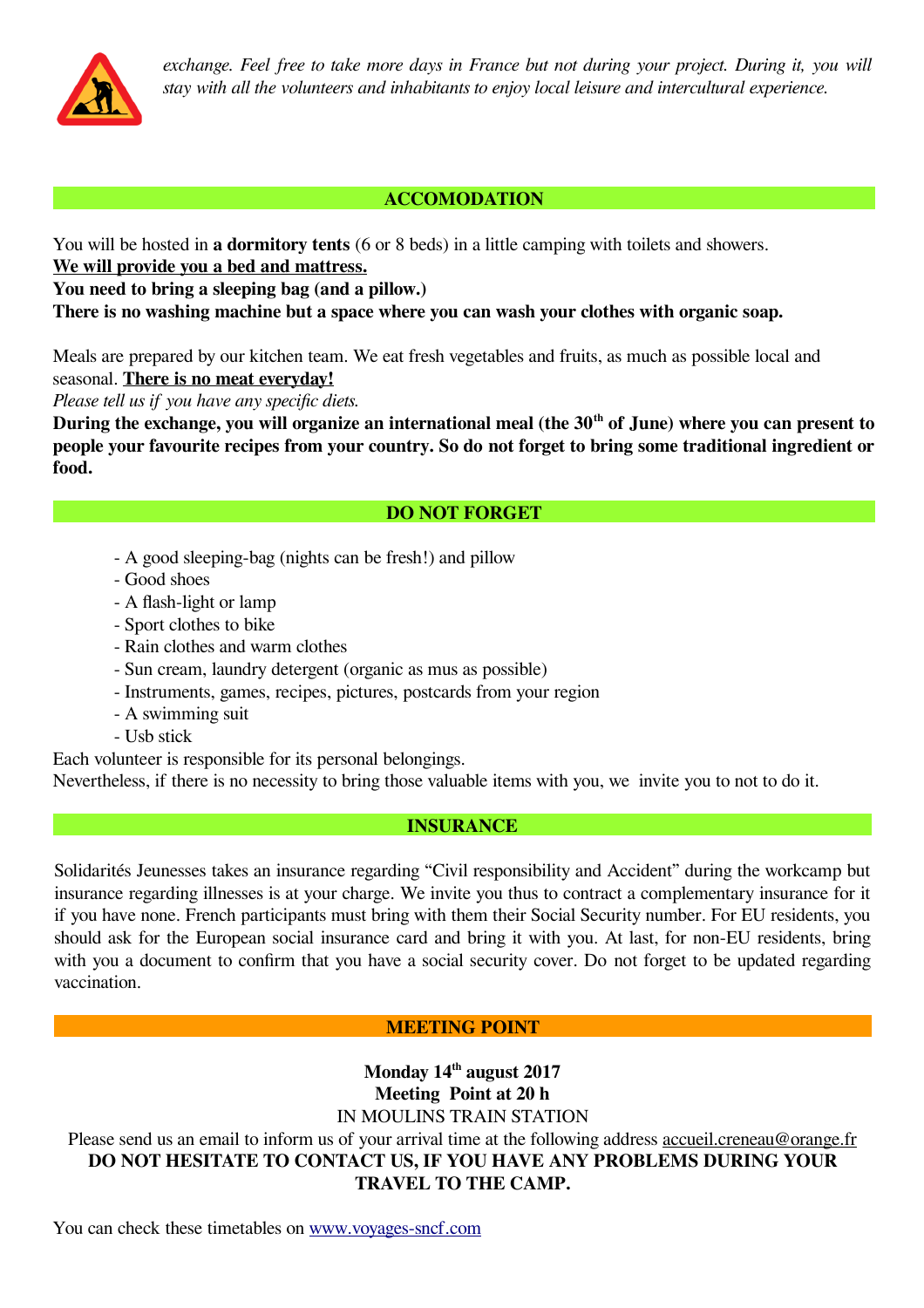*exchange. Feel free to take more days in France but not during your project. During it, you will stay with all the volunteers and inhabitants to enjoy local leisure and intercultural experience.*

## ACCOMODATION

You will be hosted in **a dormitory tents** (6 or 8 beds) in a little camping with toilets and showers.
**We will provide you a bed and mattress.**
**You need to bring a sleeping bag (and a pillow.)**
**There is no washing machine but a space where you can wash your clothes with organic soap.**

Meals are prepared by our kitchen team. We eat fresh vegetables and fruits, as much as possible local and seasonal. **There is no meat everyday!**
*Please tell us if you have any specific diets.*
**During the exchange, you will organize an international meal (the 30th of June) where you can present to people your favourite recipes from your country. So do not forget to bring some traditional ingredient or food.**

## DO NOT FORGET

- A good sleeping-bag (nights can be fresh!) and pillow
- Good shoes
- A flash-light or lamp
- Sport clothes to bike
- Rain clothes and warm clothes
- Sun cream, laundry detergent (organic as mus as possible)
- Instruments, games, recipes, pictures, postcards from your region
- A swimming suit
- Usb stick

Each volunteer is responsible for its personal belongings.
Nevertheless, if there is no necessity to bring those valuable items with you, we invite you to not to do it.

## INSURANCE

Solidarités Jeunesses takes an insurance regarding "Civil responsibility and Accident" during the workcamp but insurance regarding illnesses is at your charge. We invite you thus to contract a complementary insurance for it if you have none. French participants must bring with them their Social Security number. For EU residents, you should ask for the European social insurance card and bring it with you. At last, for non-EU residents, bring with you a document to confirm that you have a social security cover. Do not forget to be updated regarding vaccination.

## MEETING POINT

**Monday 14th august 2017**
**Meeting Point at 20 h**
IN MOULINS TRAIN STATION
Please send us an email to inform us of your arrival time at the following address accueil.creneau@orange.fr
**DO NOT HESITATE TO CONTACT US, IF YOU HAVE ANY PROBLEMS DURING YOUR TRAVEL TO THE CAMP.**

You can check these timetables on www.voyages-sncf.com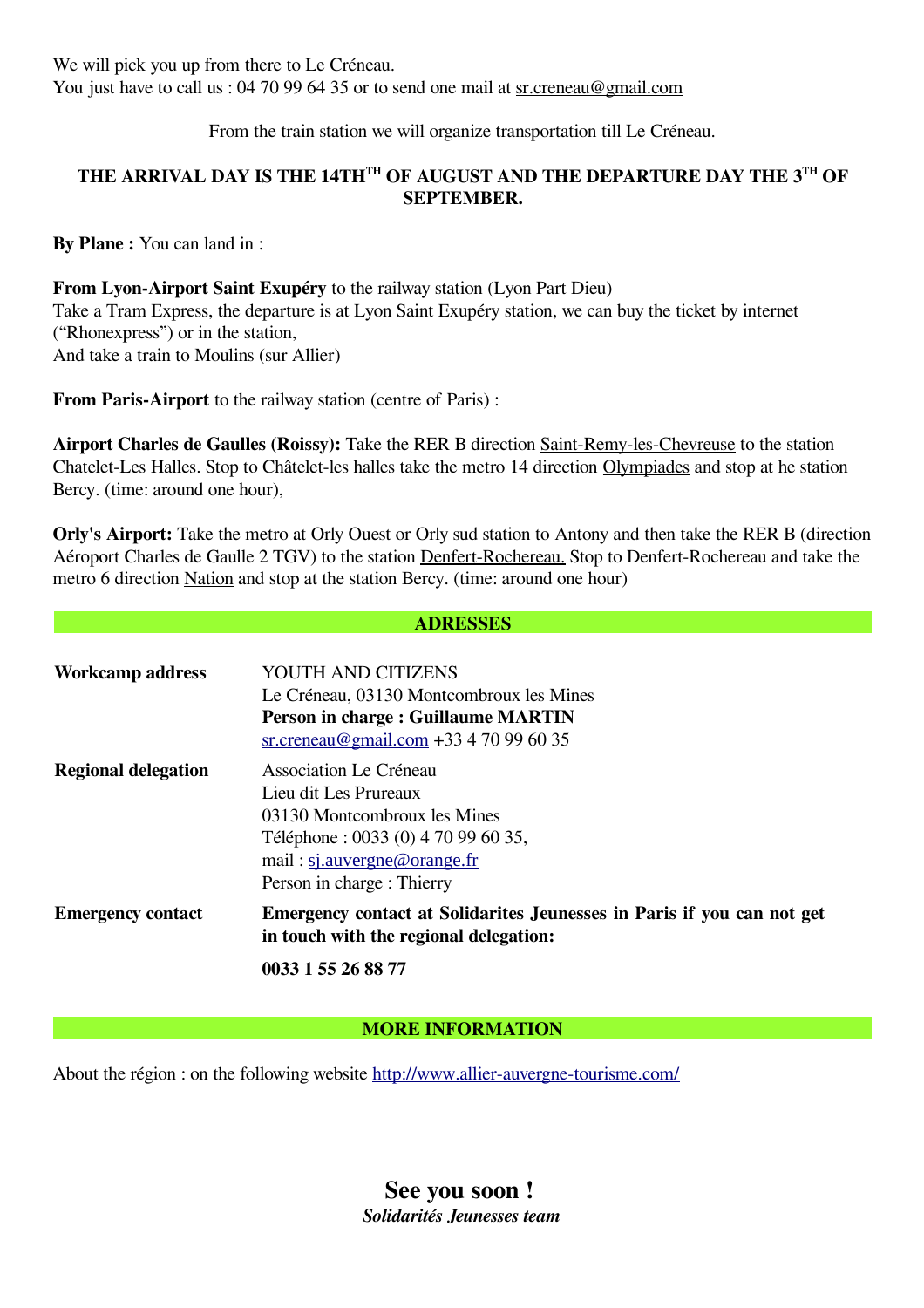We will pick you up from there to Le Créneau.
You just have to call us : 04 70 99 64 35 or to send one mail at sr.creneau@gmail.com

From the train station we will organize transportation till Le Créneau.

**THE ARRIVAL DAY IS THE 14TH[TH] OF AUGUST AND THE DEPARTURE DAY THE 3[TH] OF SEPTEMBER.**

**By Plane :** You can land in :

**From Lyon-Airport Saint Exupéry** to the railway station (Lyon Part Dieu)
Take a Tram Express, the departure is at Lyon Saint Exupéry station, we can buy the ticket by internet ("Rhonexpress") or in the station,
And take a train to Moulins (sur Allier)

**From Paris-Airport** to the railway station (centre of Paris) :

**Airport Charles de Gaulles (Roissy):** Take the RER B direction Saint-Remy-les-Chevreuse to the station Chatelet-Les Halles. Stop to Châtelet-les halles take the metro 14 direction Olympiades and stop at he station Bercy. (time: around one hour),

**Orly's Airport:** Take the metro at Orly Ouest or Orly sud station to Antony and then take the RER B (direction Aéroport Charles de Gaulle 2 TGV) to the station Denfert-Rochereau. Stop to Denfert-Rochereau and take the metro 6 direction Nation and stop at the station Bercy. (time: around one hour)

## ADRESSES

| | |
|---|---|
| **Workcamp address** | YOUTH AND CITIZENS<br>Le Créneau, 03130 Montcombroux les Mines<br>**Person in charge : Guillaume MARTIN**<br>sr.creneau@gmail.com +33 4 70 99 60 35 |
| **Regional delegation** | Association Le Créneau<br>Lieu dit Les Prureaux<br>03130 Montcombroux les Mines<br>Téléphone : 0033 (0) 4 70 99 60 35,<br>mail : sj.auvergne@orange.fr<br>Person in charge : Thierry |
| **Emergency contact** | **Emergency contact at Solidarites Jeunesses in Paris if you can not get in touch with the regional delegation:**<br>**0033 1 55 26 88 77** |

## MORE INFORMATION

About the région : on the following website http://www.allier-auvergne-tourisme.com/

**See you soon !**
***Solidarités Jeunesses team***